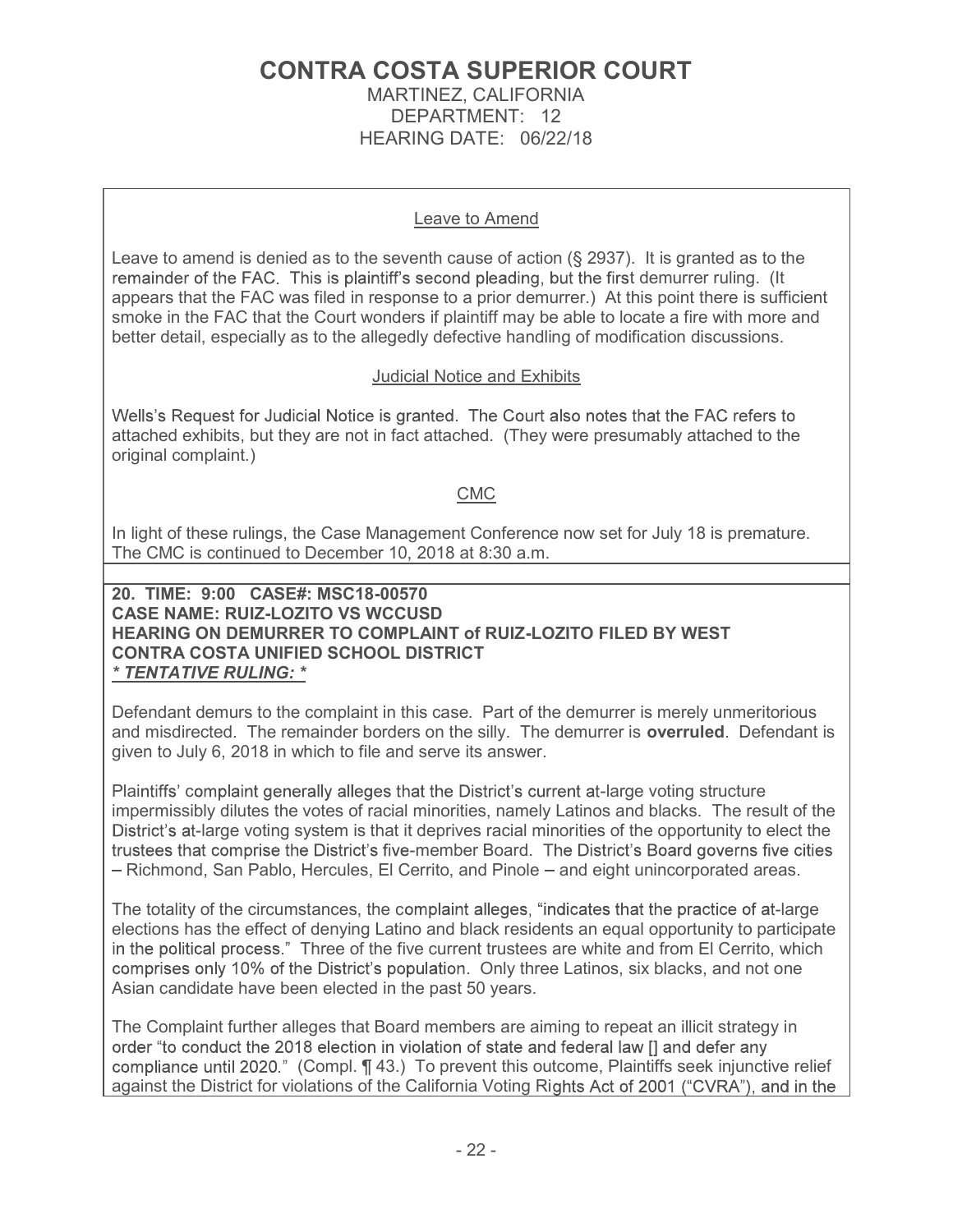# CONTRA COSTA SUPERIOR COURT

MARTINEZ, CALIFORNIA
DEPARTMENT: 12
HEARING DATE: 06/22/18

## Leave to Amend

Leave to amend is denied as to the seventh cause of action (§ 2937). It is granted as to the remainder of the FAC. This is plaintiff's second pleading, but the first demurrer ruling. (It appears that the FAC was filed in response to a prior demurrer.) At this point there is sufficient smoke in the FAC that the Court wonders if plaintiff may be able to locate a fire with more and better detail, especially as to the allegedly defective handling of modification discussions.

## Judicial Notice and Exhibits

Wells's Request for Judicial Notice is granted. The Court also notes that the FAC refers to attached exhibits, but they are not in fact attached. (They were presumably attached to the original complaint.)

## CMC

In light of these rulings, the Case Management Conference now set for July 18 is premature. The CMC is continued to December 10, 2018 at 8:30 a.m.

**20. TIME: 9:00 CASE#: MSC18-00570**
**CASE NAME: RUIZ-LOZITO VS WCCUSD**
**HEARING ON DEMURRER TO COMPLAINT of RUIZ-LOZITO FILED BY WEST CONTRA COSTA UNIFIED SCHOOL DISTRICT**
***\* TENTATIVE RULING: \****

Defendant demurs to the complaint in this case. Part of the demurrer is merely unmeritorious and misdirected. The remainder borders on the silly. The demurrer is **overruled**. Defendant is given to July 6, 2018 in which to file and serve its answer.

Plaintiffs' complaint generally alleges that the District's current at-large voting structure impermissibly dilutes the votes of racial minorities, namely Latinos and blacks. The result of the District's at-large voting system is that it deprives racial minorities of the opportunity to elect the trustees that comprise the District's five-member Board. The District's Board governs five cities – Richmond, San Pablo, Hercules, El Cerrito, and Pinole – and eight unincorporated areas.

The totality of the circumstances, the complaint alleges, "indicates that the practice of at-large elections has the effect of denying Latino and black residents an equal opportunity to participate in the political process." Three of the five current trustees are white and from El Cerrito, which comprises only 10% of the District's population. Only three Latinos, six blacks, and not one Asian candidate have been elected in the past 50 years.

The Complaint further alleges that Board members are aiming to repeat an illicit strategy in order "to conduct the 2018 election in violation of state and federal law [] and defer any compliance until 2020." (Compl. ¶ 43.) To prevent this outcome, Plaintiffs seek injunctive relief against the District for violations of the California Voting Rights Act of 2001 ("CVRA"), and in the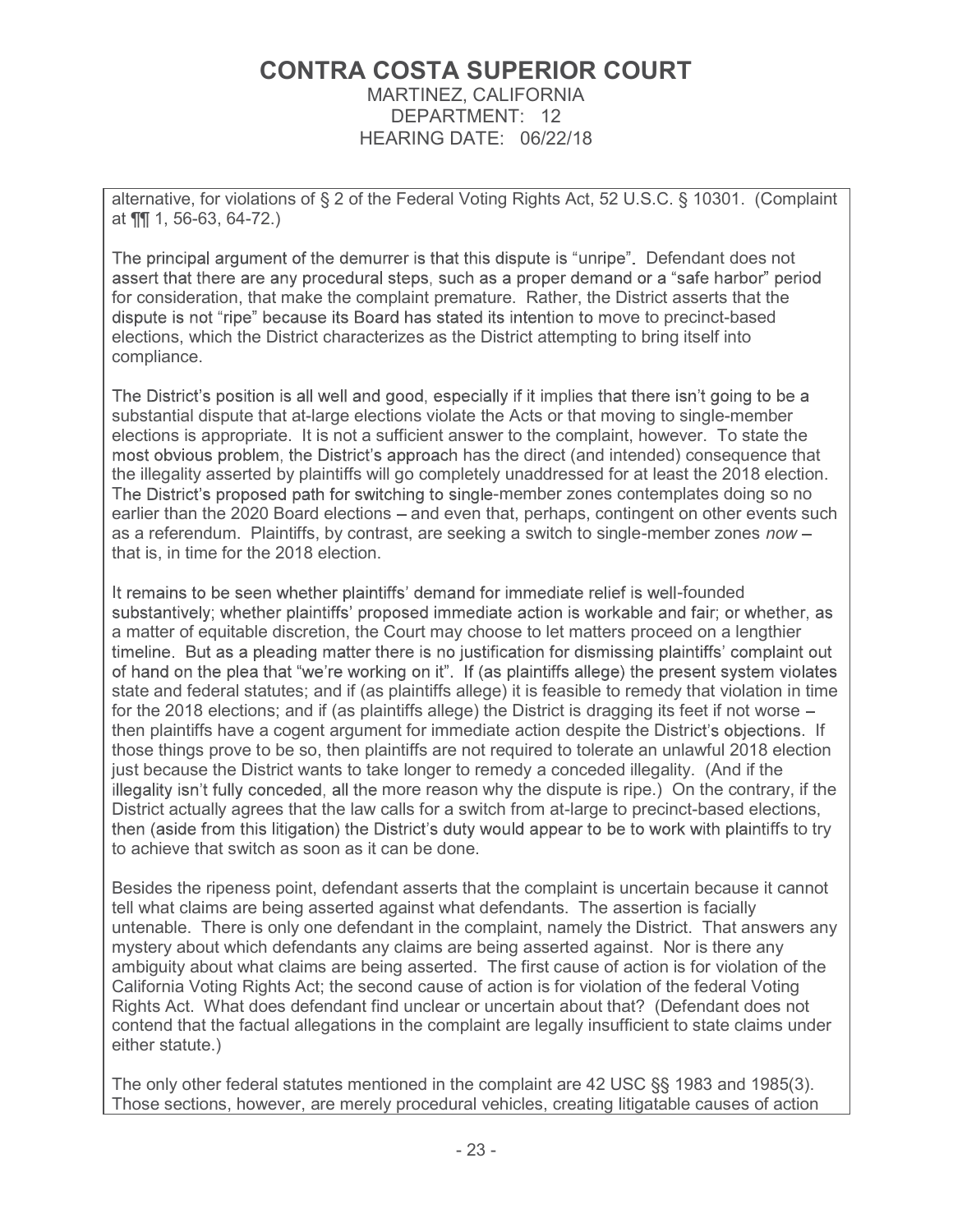alternative, for violations of § 2 of the Federal Voting Rights Act, 52 U.S.C. § 10301. (Complaint at ¶¶ 1, 56-63, 64-72.)

The principal argument of the demurrer is that this dispute is "unripe". Defendant does not assert that there are any procedural steps, such as a proper demand or a "safe harbor" period for consideration, that make the complaint premature. Rather, the District asserts that the dispute is not "ripe" because its Board has stated its intention to move to precinct-based elections, which the District characterizes as the District attempting to bring itself into compliance.

The District's position is all well and good, especially if it implies that there isn't going to be a substantial dispute that at-large elections violate the Acts or that moving to single-member elections is appropriate. It is not a sufficient answer to the complaint, however. To state the most obvious problem, the District's approach has the direct (and intended) consequence that the illegality asserted by plaintiffs will go completely unaddressed for at least the 2018 election. The District's proposed path for switching to single-member zones contemplates doing so no earlier than the 2020 Board elections – and even that, perhaps, contingent on other events such as a referendum. Plaintiffs, by contrast, are seeking a switch to single-member zones *now* – that is, in time for the 2018 election.

It remains to be seen whether plaintiffs' demand for immediate relief is well-founded substantively; whether plaintiffs' proposed immediate action is workable and fair; or whether, as a matter of equitable discretion, the Court may choose to let matters proceed on a lengthier timeline. But as a pleading matter there is no justification for dismissing plaintiffs' complaint out of hand on the plea that "we're working on it". If (as plaintiffs allege) the present system violates state and federal statutes; and if (as plaintiffs allege) it is feasible to remedy that violation in time for the 2018 elections; and if (as plaintiffs allege) the District is dragging its feet if not worse – then plaintiffs have a cogent argument for immediate action despite the District's objections. If those things prove to be so, then plaintiffs are not required to tolerate an unlawful 2018 election just because the District wants to take longer to remedy a conceded illegality. (And if the illegality isn't fully conceded, all the more reason why the dispute is ripe.) On the contrary, if the District actually agrees that the law calls for a switch from at-large to precinct-based elections, then (aside from this litigation) the District's duty would appear to be to work with plaintiffs to try to achieve that switch as soon as it can be done.

Besides the ripeness point, defendant asserts that the complaint is uncertain because it cannot tell what claims are being asserted against what defendants. The assertion is facially untenable. There is only one defendant in the complaint, namely the District. That answers any mystery about which defendants any claims are being asserted against. Nor is there any ambiguity about what claims are being asserted. The first cause of action is for violation of the California Voting Rights Act; the second cause of action is for violation of the federal Voting Rights Act. What does defendant find unclear or uncertain about that? (Defendant does not contend that the factual allegations in the complaint are legally insufficient to state claims under either statute.)

The only other federal statutes mentioned in the complaint are 42 USC §§ 1983 and 1985(3). Those sections, however, are merely procedural vehicles, creating litigatable causes of action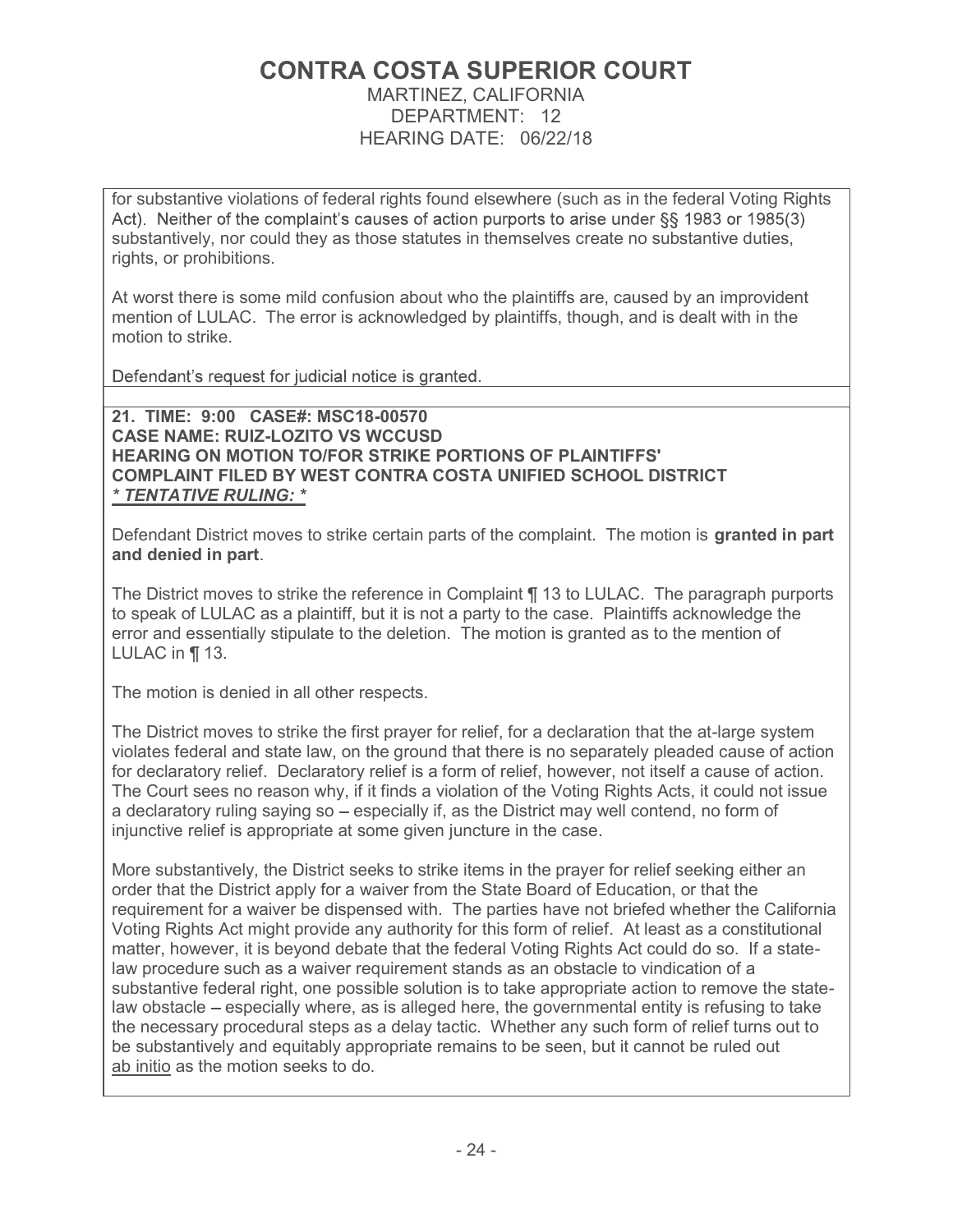for substantive violations of federal rights found elsewhere (such as in the federal Voting Rights Act). Neither of the complaint's causes of action purports to arise under §§ 1983 or 1985(3) substantively, nor could they as those statutes in themselves create no substantive duties, rights, or prohibitions.

At worst there is some mild confusion about who the plaintiffs are, caused by an improvident mention of LULAC. The error is acknowledged by plaintiffs, though, and is dealt with in the motion to strike.

Defendant's request for judicial notice is granted.

**21. TIME: 9:00 CASE#: MSC18-00570**
**CASE NAME: RUIZ-LOZITO VS WCCUSD**
**HEARING ON MOTION TO/FOR STRIKE PORTIONS OF PLAINTIFFS' COMPLAINT FILED BY WEST CONTRA COSTA UNIFIED SCHOOL DISTRICT**
***\* TENTATIVE RULING: \****

Defendant District moves to strike certain parts of the complaint. The motion is **granted in part and denied in part**.

The District moves to strike the reference in Complaint ¶ 13 to LULAC. The paragraph purports to speak of LULAC as a plaintiff, but it is not a party to the case. Plaintiffs acknowledge the error and essentially stipulate to the deletion. The motion is granted as to the mention of LULAC in ¶ 13.

The motion is denied in all other respects.

The District moves to strike the first prayer for relief, for a declaration that the at-large system violates federal and state law, on the ground that there is no separately pleaded cause of action for declaratory relief. Declaratory relief is a form of relief, however, not itself a cause of action. The Court sees no reason why, if it finds a violation of the Voting Rights Acts, it could not issue a declaratory ruling saying so – especially if, as the District may well contend, no form of injunctive relief is appropriate at some given juncture in the case.

More substantively, the District seeks to strike items in the prayer for relief seeking either an order that the District apply for a waiver from the State Board of Education, or that the requirement for a waiver be dispensed with. The parties have not briefed whether the California Voting Rights Act might provide any authority for this form of relief. At least as a constitutional matter, however, it is beyond debate that the federal Voting Rights Act could do so. If a state-law procedure such as a waiver requirement stands as an obstacle to vindication of a substantive federal right, one possible solution is to take appropriate action to remove the state-law obstacle – especially where, as is alleged here, the governmental entity is refusing to take the necessary procedural steps as a delay tactic. Whether any such form of relief turns out to be substantively and equitably appropriate remains to be seen, but it cannot be ruled out ab initio as the motion seeks to do.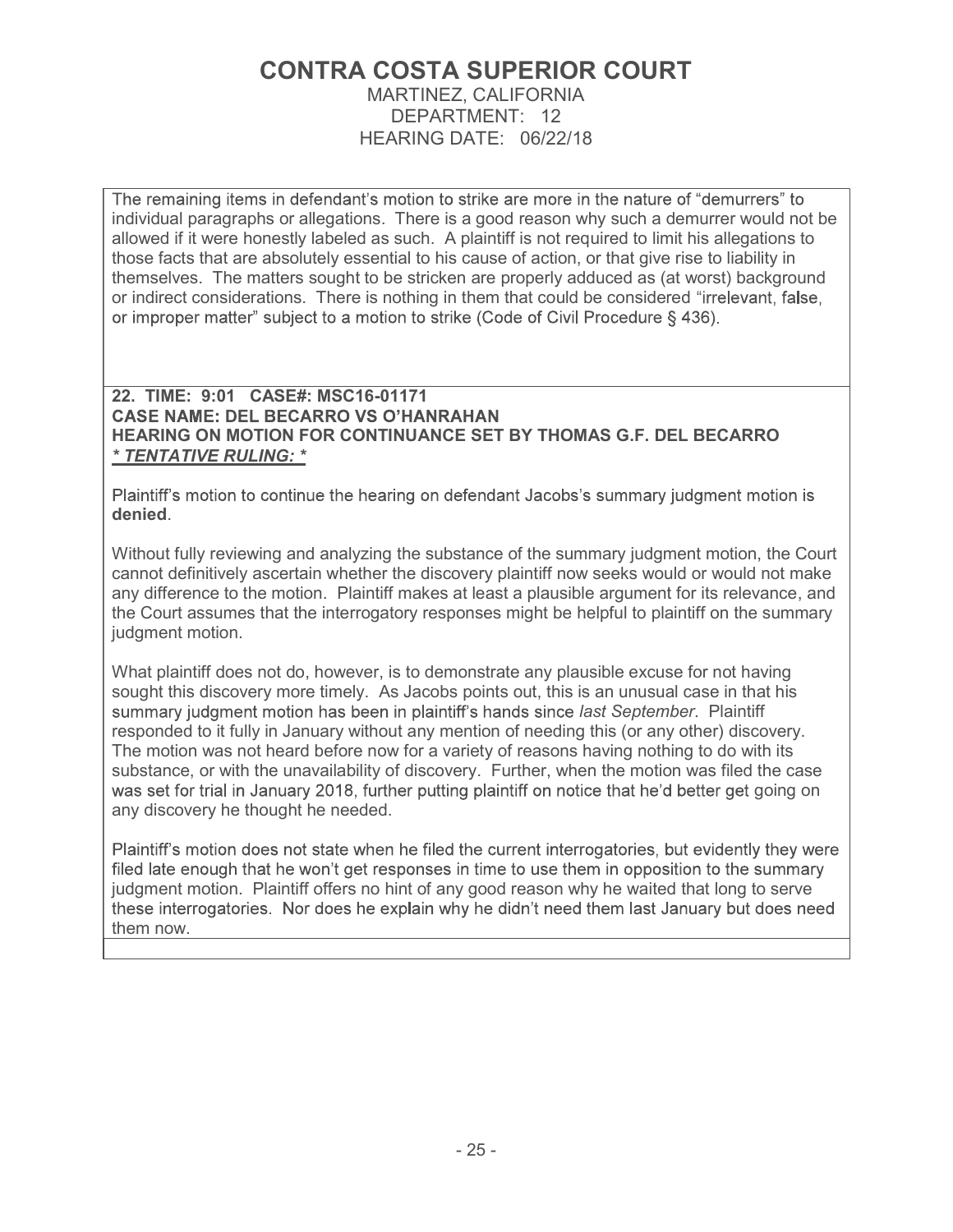The remaining items in defendant's motion to strike are more in the nature of "demurrers" to individual paragraphs or allegations. There is a good reason why such a demurrer would not be allowed if it were honestly labeled as such. A plaintiff is not required to limit his allegations to those facts that are absolutely essential to his cause of action, or that give rise to liability in themselves. The matters sought to be stricken are properly adduced as (at worst) background or indirect considerations. There is nothing in them that could be considered "irrelevant, false, or improper matter" subject to a motion to strike (Code of Civil Procedure § 436).

**22. TIME: 9:01 CASE#: MSC16-01171**
**CASE NAME: DEL BECARRO VS O'HANRAHAN**
**HEARING ON MOTION FOR CONTINUANCE SET BY THOMAS G.F. DEL BECARRO**
***\* TENTATIVE RULING: \****

Plaintiff's motion to continue the hearing on defendant Jacobs's summary judgment motion is **denied**.

Without fully reviewing and analyzing the substance of the summary judgment motion, the Court cannot definitively ascertain whether the discovery plaintiff now seeks would or would not make any difference to the motion. Plaintiff makes at least a plausible argument for its relevance, and the Court assumes that the interrogatory responses might be helpful to plaintiff on the summary judgment motion.

What plaintiff does not do, however, is to demonstrate any plausible excuse for not having sought this discovery more timely. As Jacobs points out, this is an unusual case in that his summary judgment motion has been in plaintiff's hands since *last September*. Plaintiff responded to it fully in January without any mention of needing this (or any other) discovery. The motion was not heard before now for a variety of reasons having nothing to do with its substance, or with the unavailability of discovery. Further, when the motion was filed the case was set for trial in January 2018, further putting plaintiff on notice that he'd better get going on any discovery he thought he needed.

Plaintiff's motion does not state when he filed the current interrogatories, but evidently they were filed late enough that he won't get responses in time to use them in opposition to the summary judgment motion. Plaintiff offers no hint of any good reason why he waited that long to serve these interrogatories. Nor does he explain why he didn't need them last January but does need them now.